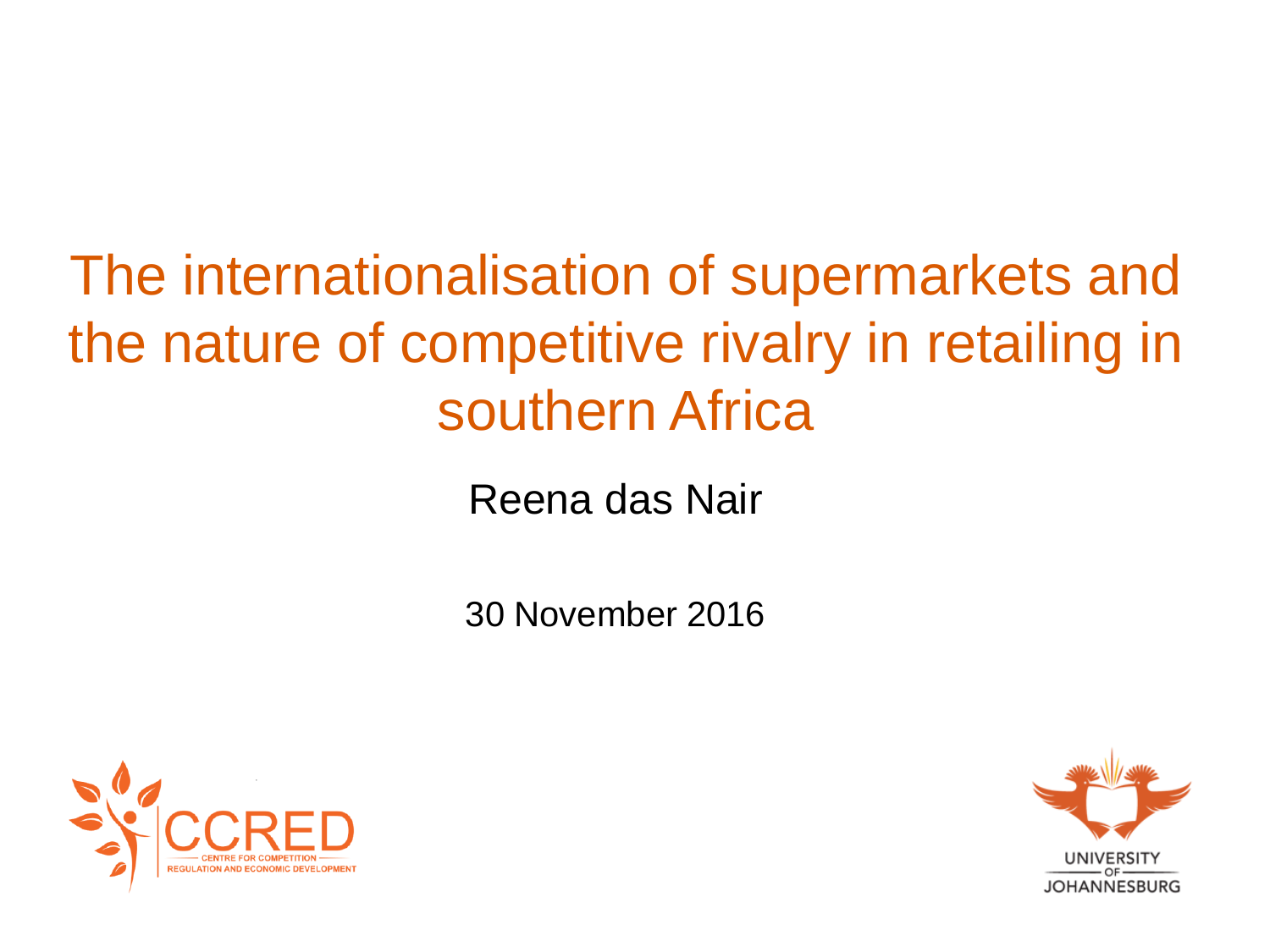# The internationalisation of supermarkets and the nature of competitive rivalry in retailing in southern Africa

Reena das Nair

30 November 2016

CCRED
CENTRE FOR COMPETITION REGULATION AND ECONOMIC DEVELOPMENT

UNIVERSITY OF JOHANNESBURG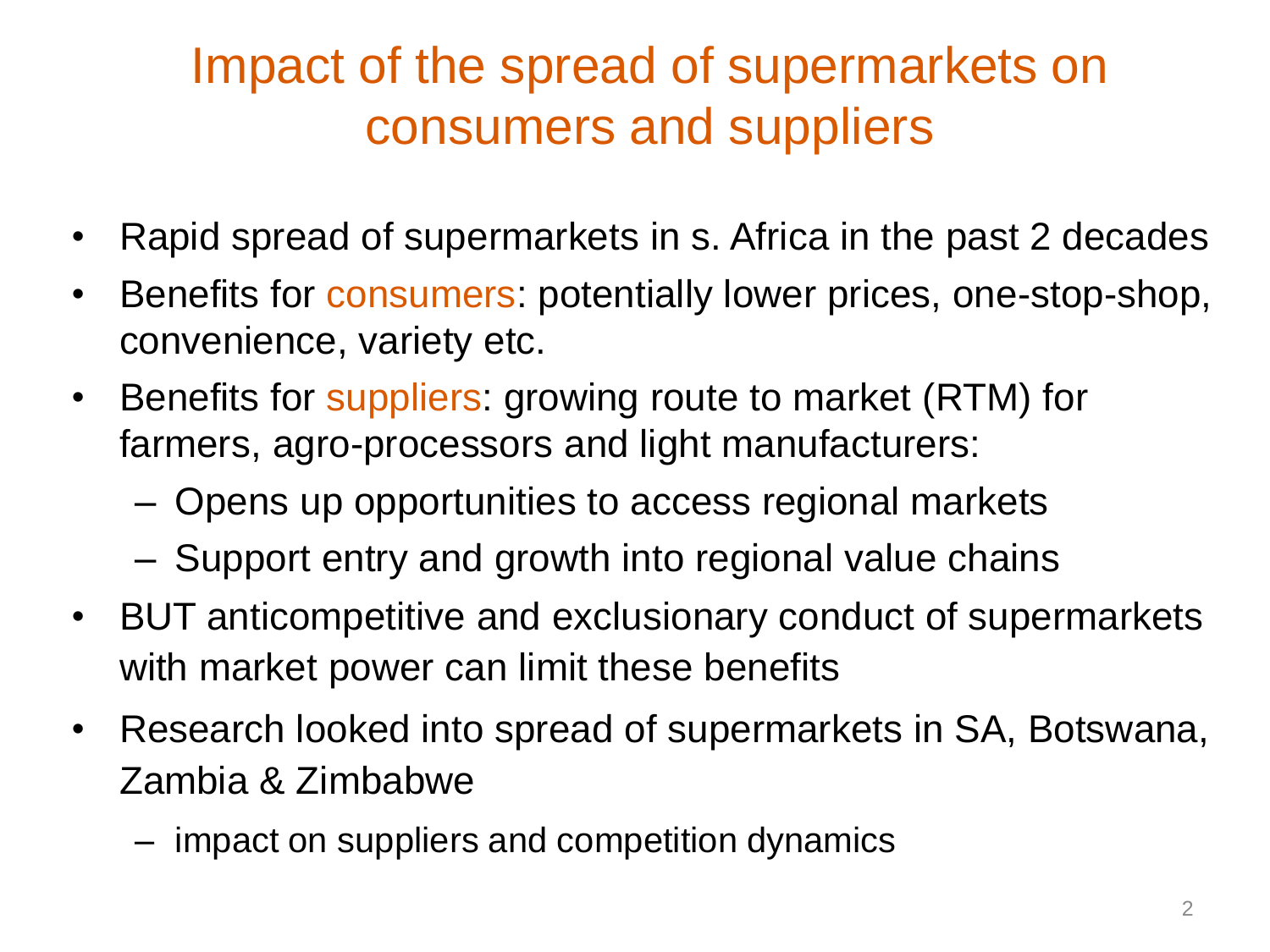# Impact of the spread of supermarkets on consumers and suppliers

- Rapid spread of supermarkets in s. Africa in the past 2 decades
- Benefits for consumers: potentially lower prices, one-stop-shop, convenience, variety etc.
- Benefits for suppliers: growing route to market (RTM) for farmers, agro-processors and light manufacturers:
  - Opens up opportunities to access regional markets
  - Support entry and growth into regional value chains
- BUT anticompetitive and exclusionary conduct of supermarkets with market power can limit these benefits
- Research looked into spread of supermarkets in SA, Botswana, Zambia & Zimbabwe
  - impact on suppliers and competition dynamics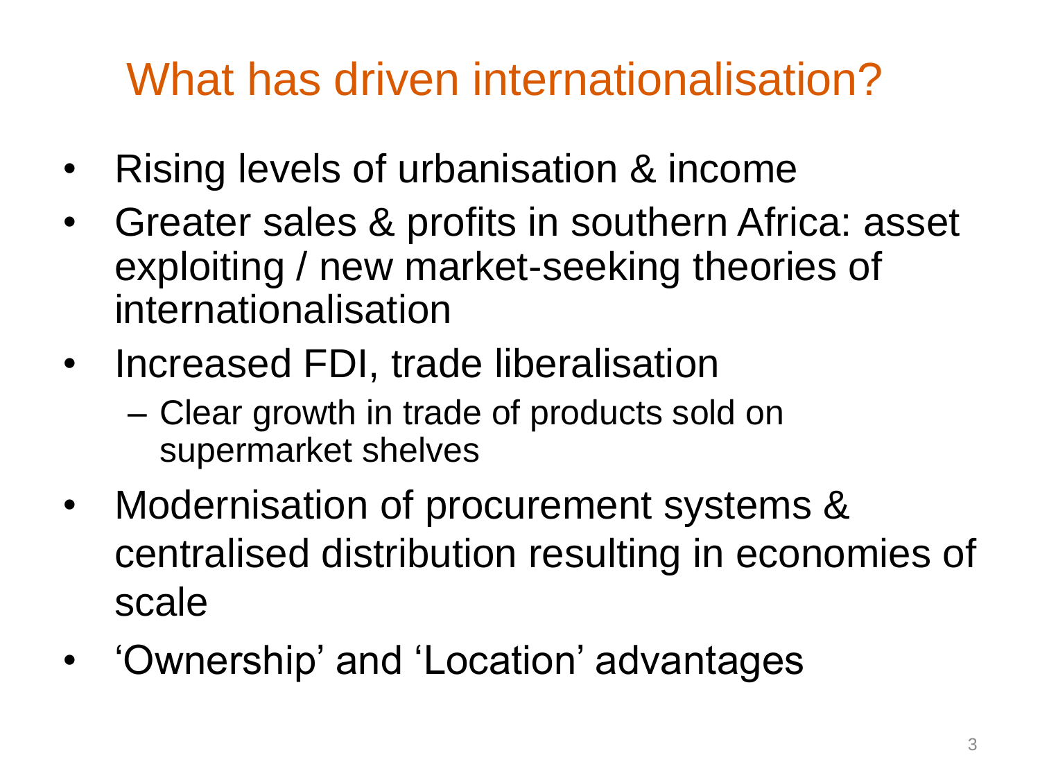# What has driven internationalisation?

- Rising levels of urbanisation & income
- Greater sales & profits in southern Africa: asset exploiting / new market-seeking theories of internationalisation
- Increased FDI, trade liberalisation
  - Clear growth in trade of products sold on supermarket shelves
- Modernisation of procurement systems & centralised distribution resulting in economies of scale
- 'Ownership' and 'Location' advantages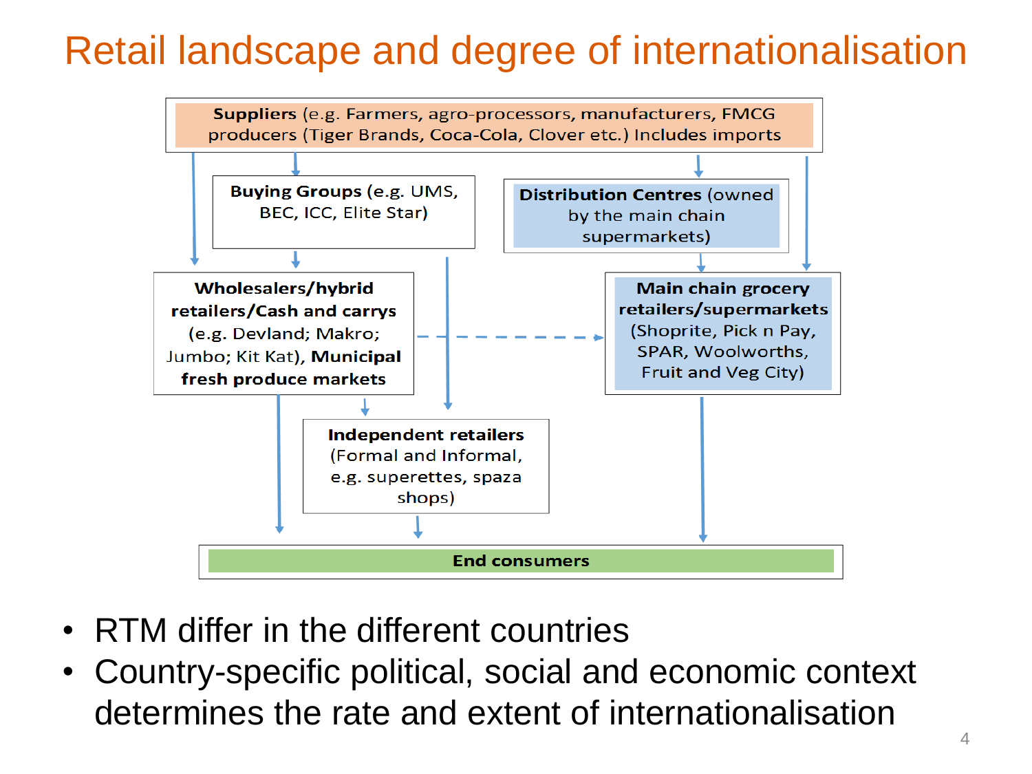# Retail landscape and degree of internationalisation

**Suppliers** (e.g. Farmers, agro-processors, manufacturers, FMCG producers (Tiger Brands, Coca-Cola, Clover etc.) Includes imports

**Buying Groups** (e.g. UMS, BEC, ICC, Elite Star)

**Distribution Centres** (owned by the main chain supermarkets)

**Wholesalers/hybrid retailers/Cash and carrys** (e.g. Devland; Makro; Jumbo; Kit Kat), **Municipal fresh produce markets**

**Main chain grocery retailers/supermarkets** (Shoprite, Pick n Pay, SPAR, Woolworths, Fruit and Veg City)

**Independent retailers** (Formal and Informal, e.g. superettes, spaza shops)

**End consumers**

- RTM differ in the different countries
- Country-specific political, social and economic context determines the rate and extent of internationalisation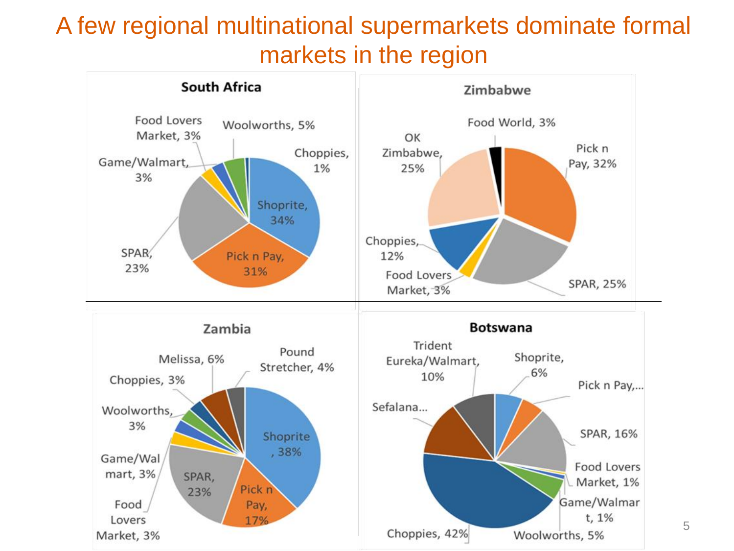# A few regional multinational supermarkets dominate formal markets in the region

### South Africa

- Shoprite, 34%
- Pick n Pay, 31%
- SPAR, 23%
- Game/Walmart, 3%
- Food Lovers Market, 3%
- Woolworths, 5%
- Choppies, 1%

### Zimbabwe

- Pick n Pay, 32%
- SPAR, 25%
- Food Lovers Market, 3%
- Choppies, 12%
- OK Zimbabwe, 25%
- Food World, 3%

### Zambia

- Shoprite, 38%
- Pick n Pay, 17%
- SPAR, 23%
- Food Lovers Market, 3%
- Game/Walmart, 3%
- Woolworths, 3%
- Choppies, 3%
- Melissa, 6%
- Pound Stretcher, 4%

### Botswana

- Shoprite, 6%
- Pick n Pay,...
- SPAR, 16%
- Food Lovers Market, 1%
- Game/Walmart, 1%
- Woolworths, 5%
- Choppies, 42%
- Sefalana...
- Trident Eureka/Walmart, 10%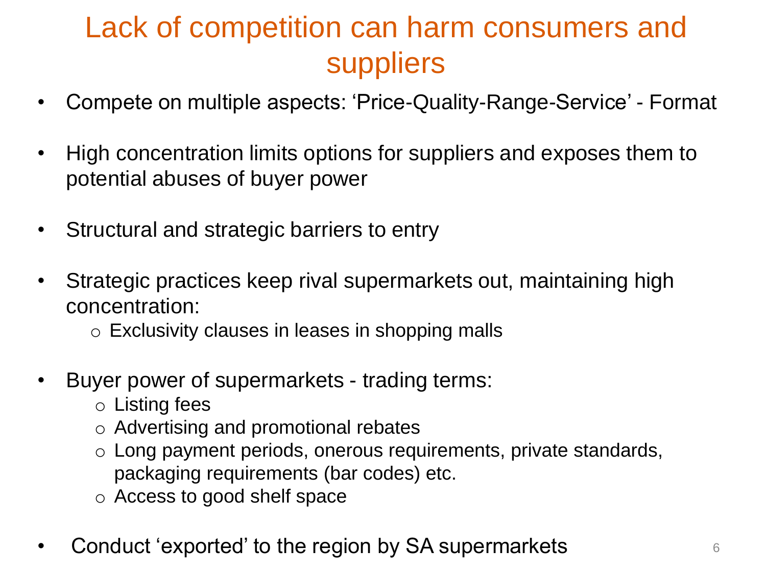# Lack of competition can harm consumers and suppliers

- Compete on multiple aspects: ‘Price-Quality-Range-Service’ - Format
- High concentration limits options for suppliers and exposes them to potential abuses of buyer power
- Structural and strategic barriers to entry
- Strategic practices keep rival supermarkets out, maintaining high concentration:
  - Exclusivity clauses in leases in shopping malls
- Buyer power of supermarkets - trading terms:
  - Listing fees
  - Advertising and promotional rebates
  - Long payment periods, onerous requirements, private standards, packaging requirements (bar codes) etc.
  - Access to good shelf space
- Conduct ‘exported’ to the region by SA supermarkets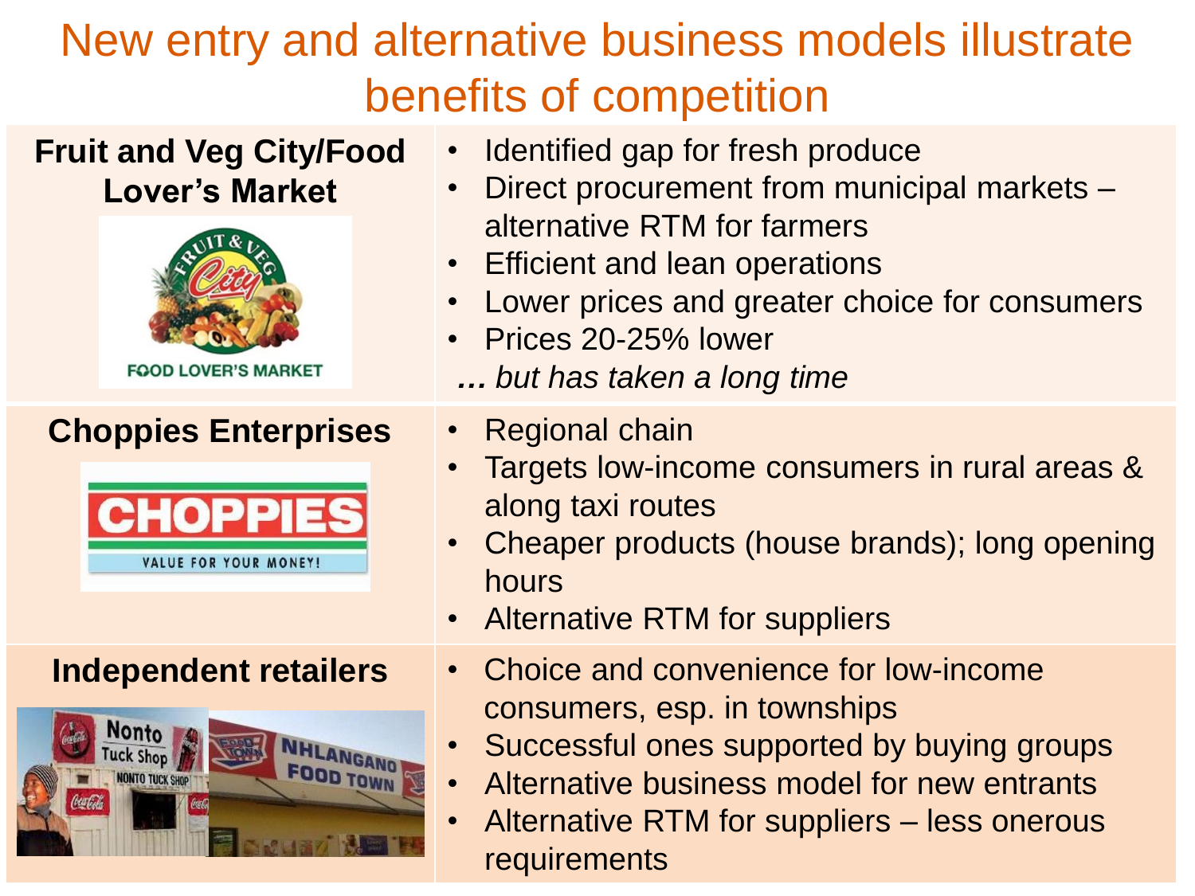# New entry and alternative business models illustrate benefits of competition

| | |
|---|---|
| **Fruit and Veg City/Food Lover's Market** | • Identified gap for fresh produce<br>• Direct procurement from municipal markets – alternative RTM for farmers<br>• Efficient and lean operations<br>• Lower prices and greater choice for consumers<br>• Prices 20-25% lower<br>*… but has taken a long time* |
| **Choppies Enterprises** | • Regional chain<br>• Targets low-income consumers in rural areas & along taxi routes<br>• Cheaper products (house brands); long opening hours<br>• Alternative RTM for suppliers |
| **Independent retailers** | • Choice and convenience for low-income consumers, esp. in townships<br>• Successful ones supported by buying groups<br>• Alternative business model for new entrants<br>• Alternative RTM for suppliers – less onerous requirements |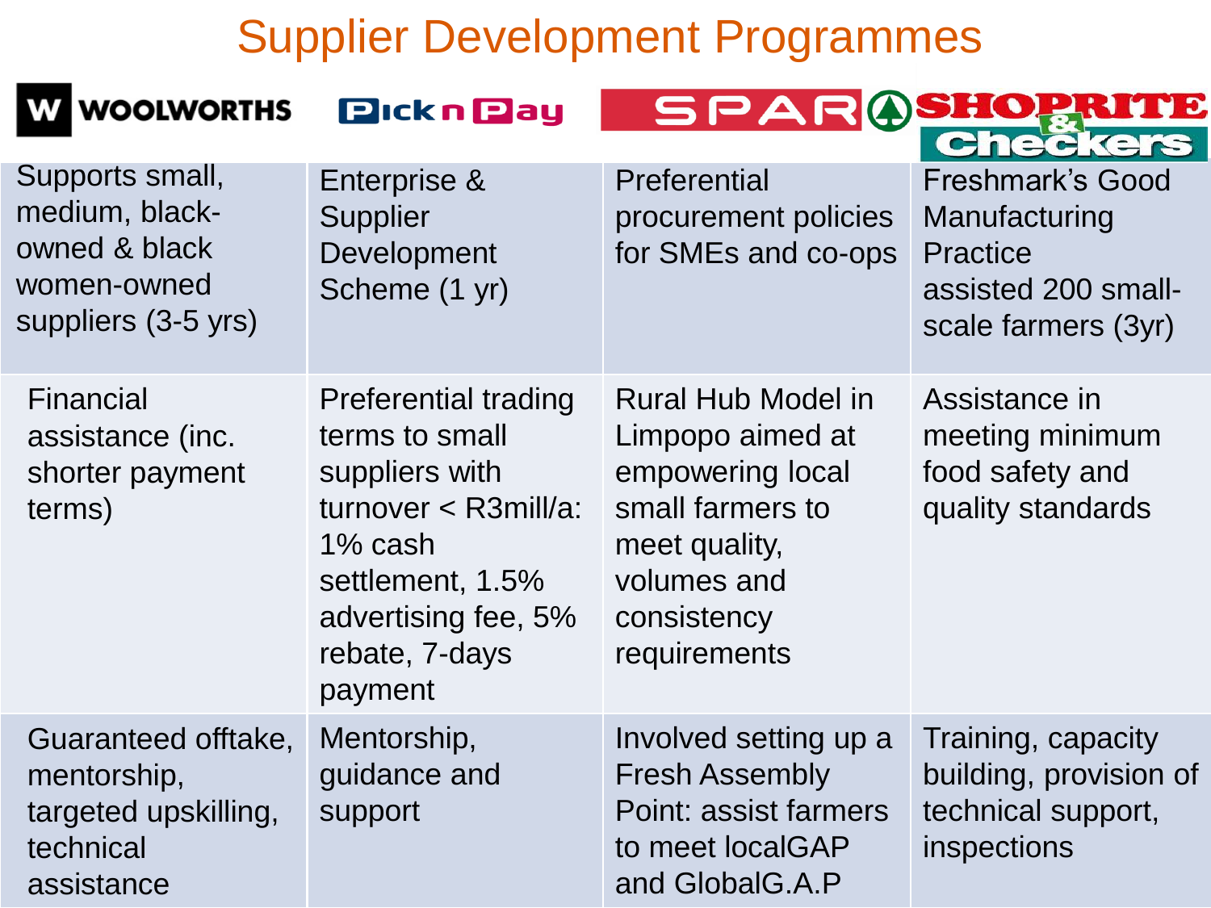# Supplier Development Programmes

| WOOLWORTHS | Pick n Pay | SPAR | SHOPRITE & Checkers |
| --- | --- | --- | --- |
| Supports small, medium, black-owned & black women-owned suppliers (3-5 yrs) | Enterprise & Supplier Development Scheme (1 yr) | Preferential procurement policies for SMEs and co-ops | Freshmark's Good Manufacturing Practice assisted 200 small-scale farmers (3yr) |
| Financial assistance (inc. shorter payment terms) | Preferential trading terms to small suppliers with turnover < R3mill/a: 1% cash settlement, 1.5% advertising fee, 5% rebate, 7-days payment | Rural Hub Model in Limpopo aimed at empowering local small farmers to meet quality, volumes and consistency requirements | Assistance in meeting minimum food safety and quality standards |
| Guaranteed offtake, mentorship, targeted upskilling, technical assistance | Mentorship, guidance and support | Involved setting up a Fresh Assembly Point: assist farmers to meet localGAP and GlobalG.A.P | Training, capacity building, provision of technical support, inspections |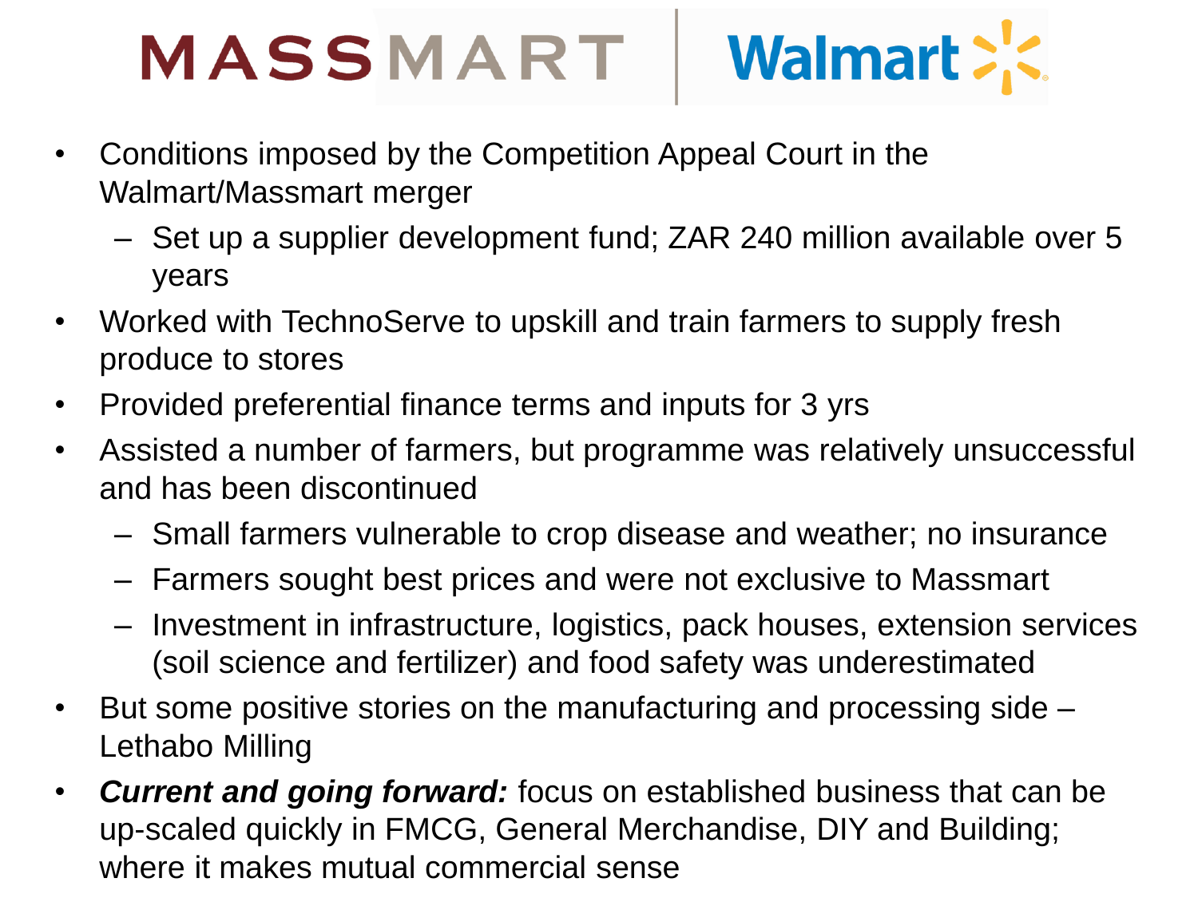MASSMART | Walmart

- Conditions imposed by the Competition Appeal Court in the Walmart/Massmart merger
  - Set up a supplier development fund; ZAR 240 million available over 5 years
- Worked with TechnoServe to upskill and train farmers to supply fresh produce to stores
- Provided preferential finance terms and inputs for 3 yrs
- Assisted a number of farmers, but programme was relatively unsuccessful and has been discontinued
  - Small farmers vulnerable to crop disease and weather; no insurance
  - Farmers sought best prices and were not exclusive to Massmart
  - Investment in infrastructure, logistics, pack houses, extension services (soil science and fertilizer) and food safety was underestimated
- But some positive stories on the manufacturing and processing side – Lethabo Milling
- ***Current and going forward:*** focus on established business that can be up-scaled quickly in FMCG, General Merchandise, DIY and Building; where it makes mutual commercial sense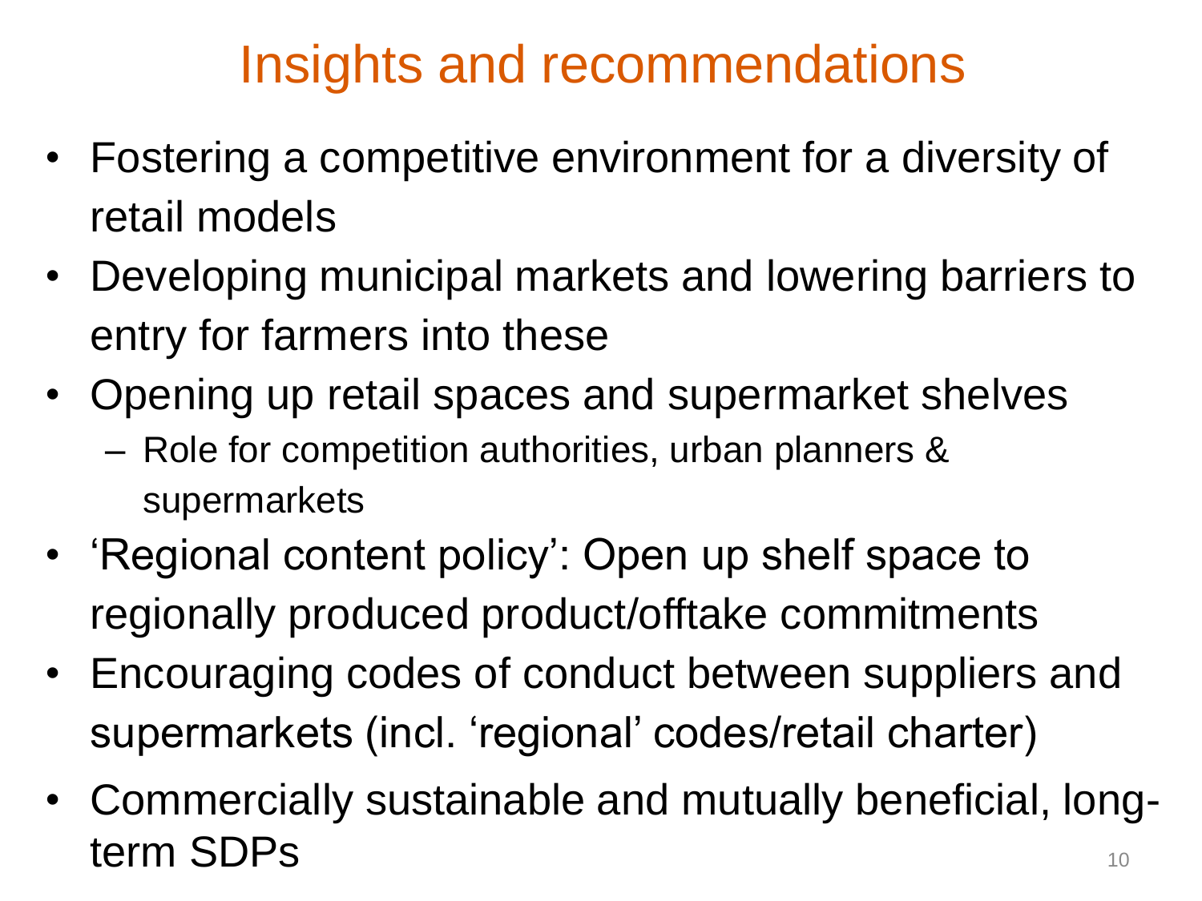# Insights and recommendations

- Fostering a competitive environment for a diversity of retail models
- Developing municipal markets and lowering barriers to entry for farmers into these
- Opening up retail spaces and supermarket shelves
  - Role for competition authorities, urban planners & supermarkets
- 'Regional content policy': Open up shelf space to regionally produced product/offtake commitments
- Encouraging codes of conduct between suppliers and supermarkets (incl. 'regional' codes/retail charter)
- Commercially sustainable and mutually beneficial, long-term SDPs